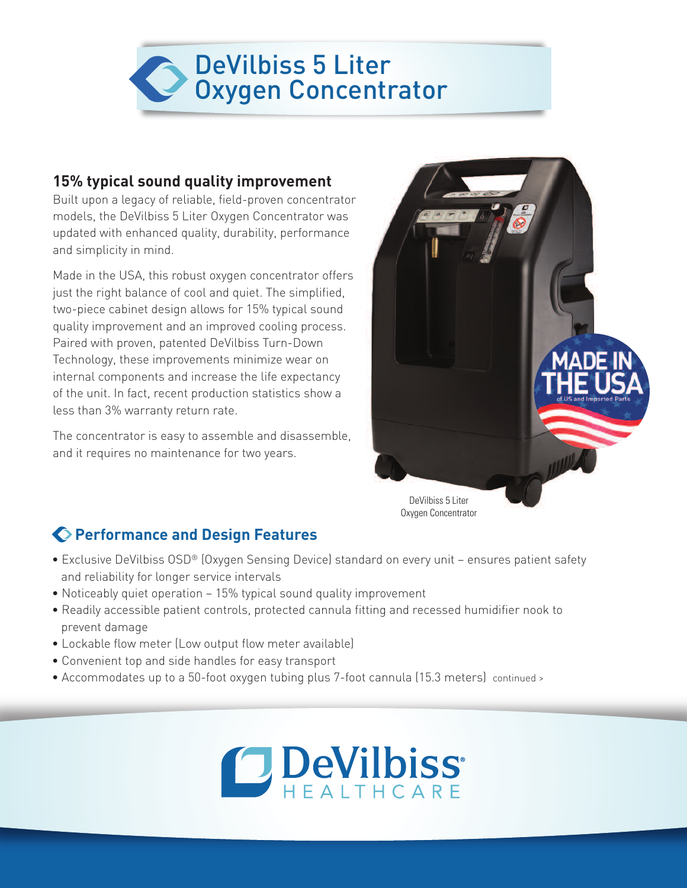# DeVilbiss 5 Liter Oxygen Concentrator

## 15% typical sound quality improvement

Built upon a legacy of reliable, field-proven concentrator models, the DeVilbiss 5 Liter Oxygen Concentrator was updated with enhanced quality, durability, performance and simplicity in mind.

Made in the USA, this robust oxygen concentrator offers just the right balance of cool and quiet. The simplified, two-piece cabinet design allows for 15% typical sound quality improvement and an improved cooling process. Paired with proven, patented DeVilbiss Turn-Down Technology, these improvements minimize wear on internal components and increase the life expectancy of the unit. In fact, recent production statistics show a less than 3% warranty return rate.

The concentrator is easy to assemble and disassemble, and it requires no maintenance for two years.

MADE IN THE USA
of US and Imported Parts

DeVilbiss 5 Liter Oxygen Concentrator

## Performance and Design Features

- Exclusive DeVilbiss OSD® (Oxygen Sensing Device) standard on every unit – ensures patient safety and reliability for longer service intervals
- Noticeably quiet operation – 15% typical sound quality improvement
- Readily accessible patient controls, protected cannula fitting and recessed humidifier nook to prevent damage
- Lockable flow meter (Low output flow meter available)
- Convenient top and side handles for easy transport
- Accommodates up to a 50-foot oxygen tubing plus 7-foot cannula (15.3 meters) continued >

DeVilbiss HEALTHCARE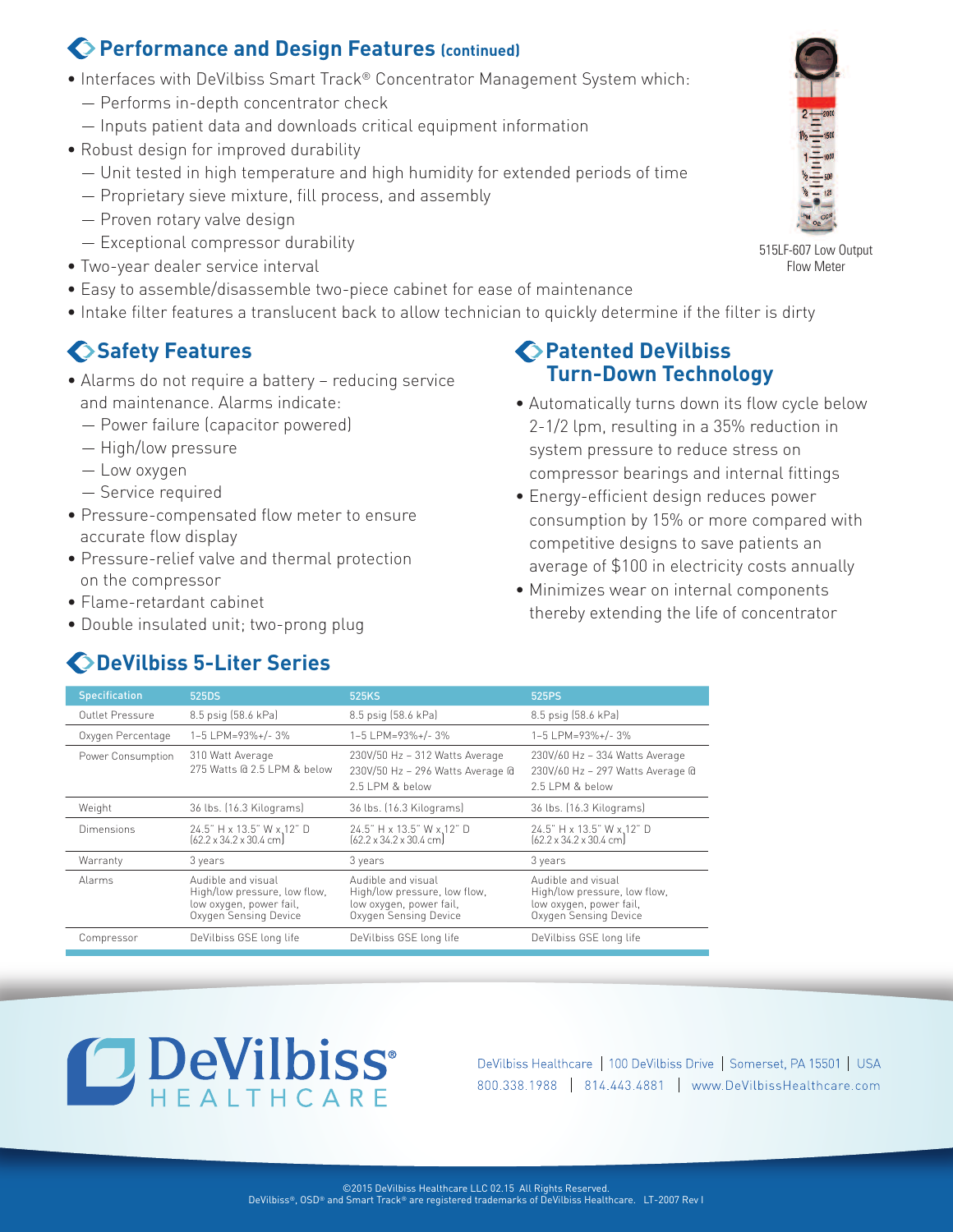## Performance and Design Features (continued)

- Interfaces with DeVilbiss Smart Track® Concentrator Management System which:
  - Performs in-depth concentrator check
  - Inputs patient data and downloads critical equipment information
- Robust design for improved durability
  - Unit tested in high temperature and high humidity for extended periods of time
  - Proprietary sieve mixture, fill process, and assembly
  - Proven rotary valve design
  - Exceptional compressor durability
- Two-year dealer service interval
- Easy to assemble/disassemble two-piece cabinet for ease of maintenance
- Intake filter features a translucent back to allow technician to quickly determine if the filter is dirty

515LF-607 Low Output Flow Meter

## Safety Features

- Alarms do not require a battery – reducing service and maintenance. Alarms indicate:
  - Power failure (capacitor powered)
  - High/low pressure
  - Low oxygen
  - Service required
- Pressure-compensated flow meter to ensure accurate flow display
- Pressure-relief valve and thermal protection on the compressor
- Flame-retardant cabinet
- Double insulated unit; two-prong plug

## Patented DeVilbiss Turn-Down Technology

- Automatically turns down its flow cycle below 2-1/2 lpm, resulting in a 35% reduction in system pressure to reduce stress on compressor bearings and internal fittings
- Energy-efficient design reduces power consumption by 15% or more compared with competitive designs to save patients an average of $100 in electricity costs annually
- Minimizes wear on internal components thereby extending the life of concentrator

## DeVilbiss 5-Liter Series

| Specification | 525DS | 525KS | 525PS |
|---|---|---|---|
| Outlet Pressure | 8.5 psig (58.6 kPa) | 8.5 psig (58.6 kPa) | 8.5 psig (58.6 kPa) |
| Oxygen Percentage | 1–5 LPM=93%+/- 3% | 1–5 LPM=93%+/- 3% | 1–5 LPM=93%+/- 3% |
| Power Consumption | 310 Watt Average<br>275 Watts @ 2.5 LPM & below | 230V/50 Hz – 312 Watts Average<br>230V/50 Hz – 296 Watts Average @ 2.5 LPM & below | 230V/60 Hz – 334 Watts Average<br>230V/60 Hz – 297 Watts Average @ 2.5 LPM & below |
| Weight | 36 lbs. (16.3 Kilograms) | 36 lbs. (16.3 Kilograms) | 36 lbs. (16.3 Kilograms) |
| Dimensions | 24.5" H x 13.5" W x 12" D<br>(62.2 x 34.2 x 30.4 cm) | 24.5" H x 13.5" W x 12" D<br>(62.2 x 34.2 x 30.4 cm) | 24.5" H x 13.5" W x 12" D<br>(62.2 x 34.2 x 30.4 cm) |
| Warranty | 3 years | 3 years | 3 years |
| Alarms | Audible and visual<br>High/low pressure, low flow, low oxygen, power fail, Oxygen Sensing Device | Audible and visual<br>High/low pressure, low flow, low oxygen, power fail, Oxygen Sensing Device | Audible and visual<br>High/low pressure, low flow, low oxygen, power fail, Oxygen Sensing Device |
| Compressor | DeVilbiss GSE long life | DeVilbiss GSE long life | DeVilbiss GSE long life |

DeVilbiss® HEALTHCARE

DeVilbiss Healthcare | 100 DeVilbiss Drive | Somerset, PA 15501 | USA
800.338.1988 | 814.443.4881 | www.DeVilbissHealthcare.com

©2015 DeVilbiss Healthcare LLC 02.15 All Rights Reserved.
DeVilbiss®, OSD® and Smart Track® are registered trademarks of DeVilbiss Healthcare. LT-2007 Rev I